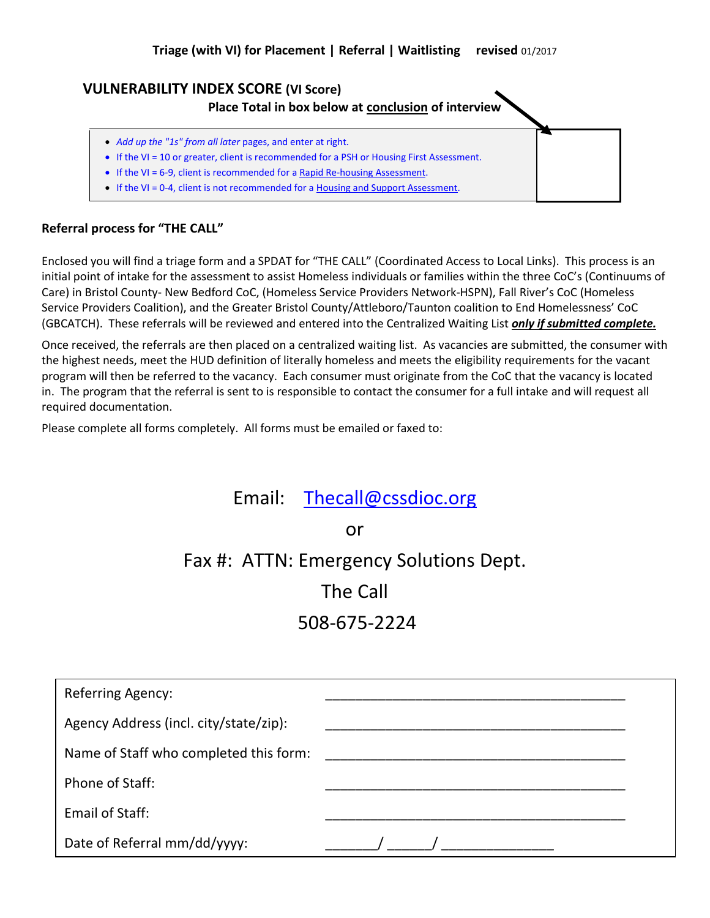**Triage (with VI) for Placement | Referral | Waitlisting** **revised** 01/2017

## VULNERABILITY INDEX SCORE (VI Score)

**Place Total in box below at conclusion of interview**

| | |
|---|---|
| • *Add up the "1s" from all later* pages, and enter at right.<br>• If the VI = 10 or greater, client is recommended for a PSH or Housing First Assessment.<br>• If the VI = 6-9, client is recommended for a Rapid Re-housing Assessment.<br>• If the VI = 0-4, client is not recommended for a Housing and Support Assessment. | |

**Referral process for "THE CALL"**

Enclosed you will find a triage form and a SPDAT for "THE CALL" (Coordinated Access to Local Links). This process is an initial point of intake for the assessment to assist Homeless individuals or families within the three CoC's (Continuums of Care) in Bristol County- New Bedford CoC, (Homeless Service Providers Network-HSPN), Fall River's CoC (Homeless Service Providers Coalition), and the Greater Bristol County/Attleboro/Taunton coalition to End Homelessness' CoC (GBCATCH). These referrals will be reviewed and entered into the Centralized Waiting List ***only if submitted complete.***

Once received, the referrals are then placed on a centralized waiting list. As vacancies are submitted, the consumer with the highest needs, meet the HUD definition of literally homeless and meets the eligibility requirements for the vacant program will then be referred to the vacancy. Each consumer must originate from the CoC that the vacancy is located in. The program that the referral is sent to is responsible to contact the consumer for a full intake and will request all required documentation.

Please complete all forms completely. All forms must be emailed or faxed to:

Email: Thecall@cssdioc.org

or

Fax #: ATTN: Emergency Solutions Dept.

The Call

508-675-2224

| | |
|---|---|
| Referring Agency: | ________________________________________ |
| Agency Address (incl. city/state/zip): | ________________________________________ |
| Name of Staff who completed this form: | ________________________________________ |
| Phone of Staff: | ________________________________________ |
| Email of Staff: | ________________________________________ |
| Date of Referral mm/dd/yyyy: | _______/ ______/ _______________ |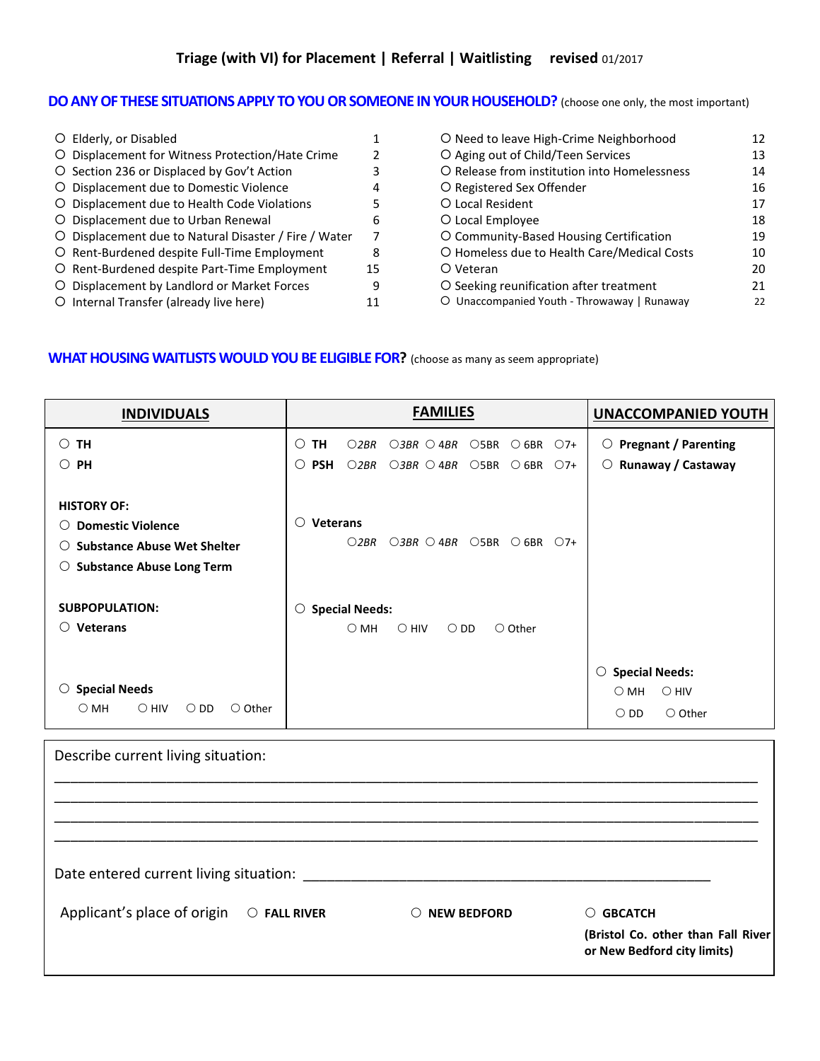# Triage (with VI) for Placement | Referral | Waitlisting    revised 01/2017

## DO ANY OF THESE SITUATIONS APPLY TO YOU OR SOMEONE IN YOUR HOUSEHOLD? (choose one only, the most important)

| Situation | Code | Situation | Code |
|---|---|---|---|
| ○ Elderly, or Disabled | 1 | ○ Need to leave High-Crime Neighborhood | 12 |
| ○ Displacement for Witness Protection/Hate Crime | 2 | ○ Aging out of Child/Teen Services | 13 |
| ○ Section 236 or Displaced by Gov't Action | 3 | ○ Release from institution into Homelessness | 14 |
| ○ Displacement due to Domestic Violence | 4 | ○ Registered Sex Offender | 16 |
| ○ Displacement due to Health Code Violations | 5 | ○ Local Resident | 17 |
| ○ Displacement due to Urban Renewal | 6 | ○ Local Employee | 18 |
| ○ Displacement due to Natural Disaster / Fire / Water | 7 | ○ Community-Based Housing Certification | 19 |
| ○ Rent-Burdened despite Full-Time Employment | 8 | ○ Homeless due to Health Care/Medical Costs | 10 |
| ○ Rent-Burdened despite Part-Time Employment | 15 | ○ Veteran | 20 |
| ○ Displacement by Landlord or Market Forces | 9 | ○ Seeking reunification after treatment | 21 |
| ○ Internal Transfer (already live here) | 11 | ○ Unaccompanied Youth - Throwaway \| Runaway | 22 |

## WHAT HOUSING WAITLISTS WOULD YOU BE ELIGIBLE FOR? (choose as many as seem appropriate)

| **INDIVIDUALS** | **FAMILIES** | **UNACCOMPANIED YOUTH** |
|---|---|---|
| ○ **TH**<br>○ **PH** | ○ **TH** ○*2BR* ○*3BR* ○ *4BR* ○5BR ○ 6BR ○7+<br>○ **PSH** ○*2BR* ○*3BR* ○ *4BR* ○5BR ○ 6BR ○7+ | ○ **Pregnant / Parenting**<br>○ **Runaway / Castaway** |
| **HISTORY OF:**<br>○ **Domestic Violence**<br>○ **Substance Abuse Wet Shelter**<br>○ **Substance Abuse Long Term** | ○ **Veterans**<br>○*2BR* ○*3BR* ○ *4BR* ○5BR ○ 6BR ○7+ | |
| **SUBPOPULATION:**<br>○ **Veterans** | ○ **Special Needs:**<br>○ MH ○ HIV ○ DD ○ Other | |
| ○ **Special Needs**<br>○ MH ○ HIV ○ DD ○ Other | | ○ **Special Needs:**<br>○ MH ○ HIV<br>○ DD ○ Other |

Describe current living situation:

______________________________________________________________________________

______________________________________________________________________________

______________________________________________________________________________

______________________________________________________________________________

Date entered current living situation: ____________________________________________

Applicant's place of origin ○ **FALL RIVER** ○ **NEW BEDFORD** ○ **GBCATCH** **(Bristol Co. other than Fall River or New Bedford city limits)**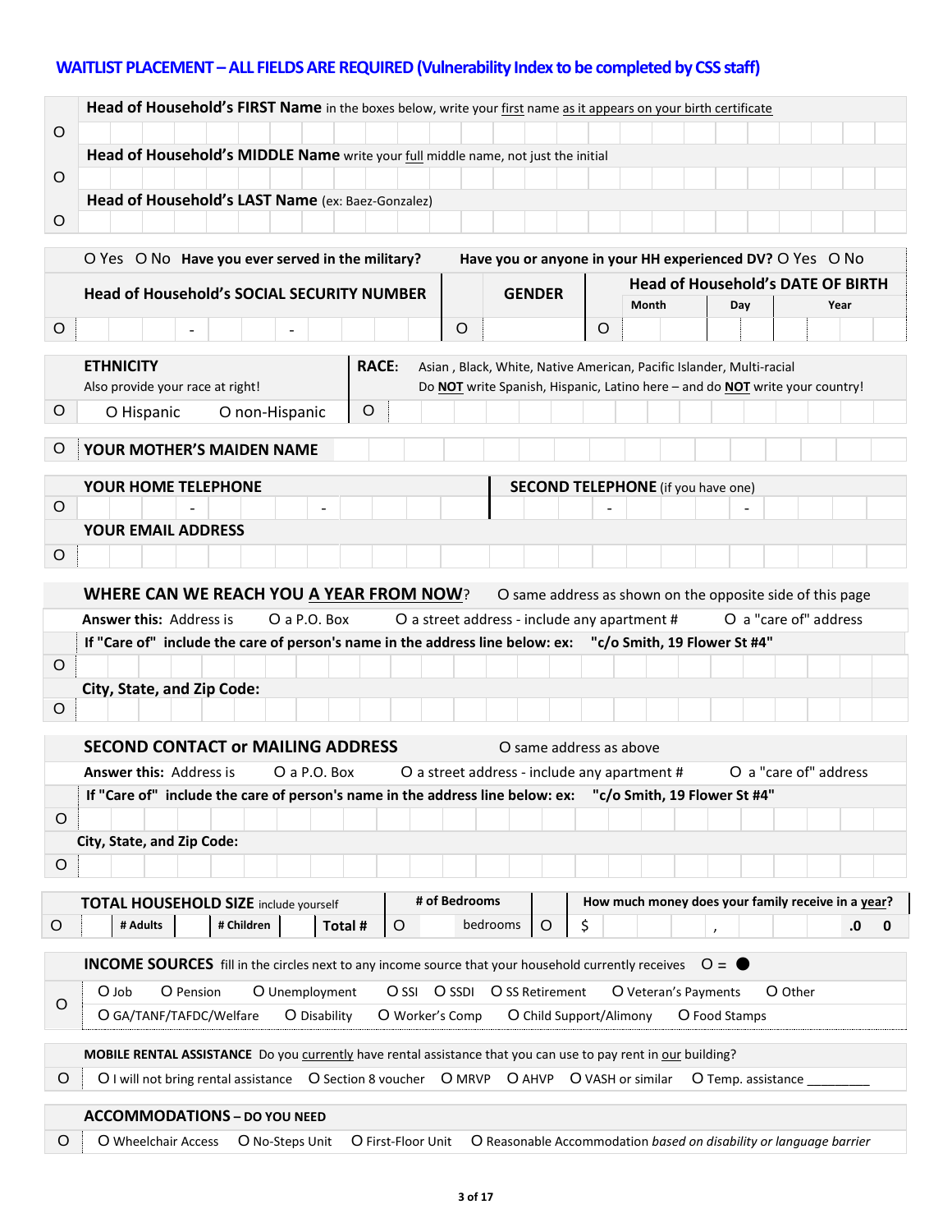## WAITLIST PLACEMENT – ALL FIELDS ARE REQUIRED (Vulnerability Index to be completed by CSS staff)

O **Head of Household's FIRST Name** in the boxes below, write your first name as it appears on your birth certificate

O **Head of Household's MIDDLE Name** write your full middle name, not just the initial

O **Head of Household's LAST Name** (ex: Baez-Gonzalez)

O Yes O No **Have you ever served in the military?** **Have you or anyone in your HH experienced DV?** O Yes O No

| **Head of Household's SOCIAL SECURITY NUMBER** | **GENDER** | **Head of Household's DATE OF BIRTH** | | |
|---|---|---|---|---|
| | | Month | Day | Year |
| O ___ - ___ - ___ | O | O | | |

| **ETHNICITY** Also provide your race at right! | **RACE:** Asian , Black, White, Native American, Pacific Islander, Multi-racial. Do **NOT** write Spanish, Hispanic, Latino here – and do **NOT** write your country! |
|---|---|
| O O Hispanic O non-Hispanic | O |

O **YOUR MOTHER'S MAIDEN NAME**

| **YOUR HOME TELEPHONE** | **SECOND TELEPHONE** (if you have one) |
|---|---|
| O ___ - ___ - ___ | ___ - ___ - ___ |

**YOUR EMAIL ADDRESS**

O

### WHERE CAN WE REACH YOU A YEAR FROM NOW?

O same address as shown on the opposite side of this page

**Answer this:** Address is O a P.O. Box O a street address - include any apartment # O a "care of" address

**If "Care of" include the care of person's name in the address line below: ex: "c/o Smith, 19 Flower St #4"**

O

**City, State, and Zip Code:**

O

### SECOND CONTACT or MAILING ADDRESS

O same address as above

**Answer this:** Address is O a P.O. Box O a street address - include any apartment # O a "care of" address

**If "Care of" include the care of person's name in the address line below: ex: "c/o Smith, 19 Flower St #4"**

O

**City, State, and Zip Code:**

O

| **TOTAL HOUSEHOLD SIZE** include yourself | | | **# of Bedrooms** | **How much money does your family receive in a year?** |
|---|---|---|---|---|
| O ___ **# Adults** | ___ **# Children** | ___ **Total #** | O ___ bedrooms | O $ ___ , ___ .0 0 |

**INCOME SOURCES** fill in the circles next to any income source that your household currently receives O = ●

O
- O Job O Pension O Unemployment O SSI O SSDI O SS Retirement O Veteran's Payments O Other
- O GA/TANF/TAFDC/Welfare O Disability O Worker's Comp O Child Support/Alimony O Food Stamps

**MOBILE RENTAL ASSISTANCE** Do you currently have rental assistance that you can use to pay rent in our building?

O O I will not bring rental assistance O Section 8 voucher O MRVP O AHVP O VASH or similar O Temp. assistance _________

**ACCOMMODATIONS – DO YOU NEED**

O O Wheelchair Access O No-Steps Unit O First-Floor Unit O Reasonable Accommodation *based on disability or language barrier*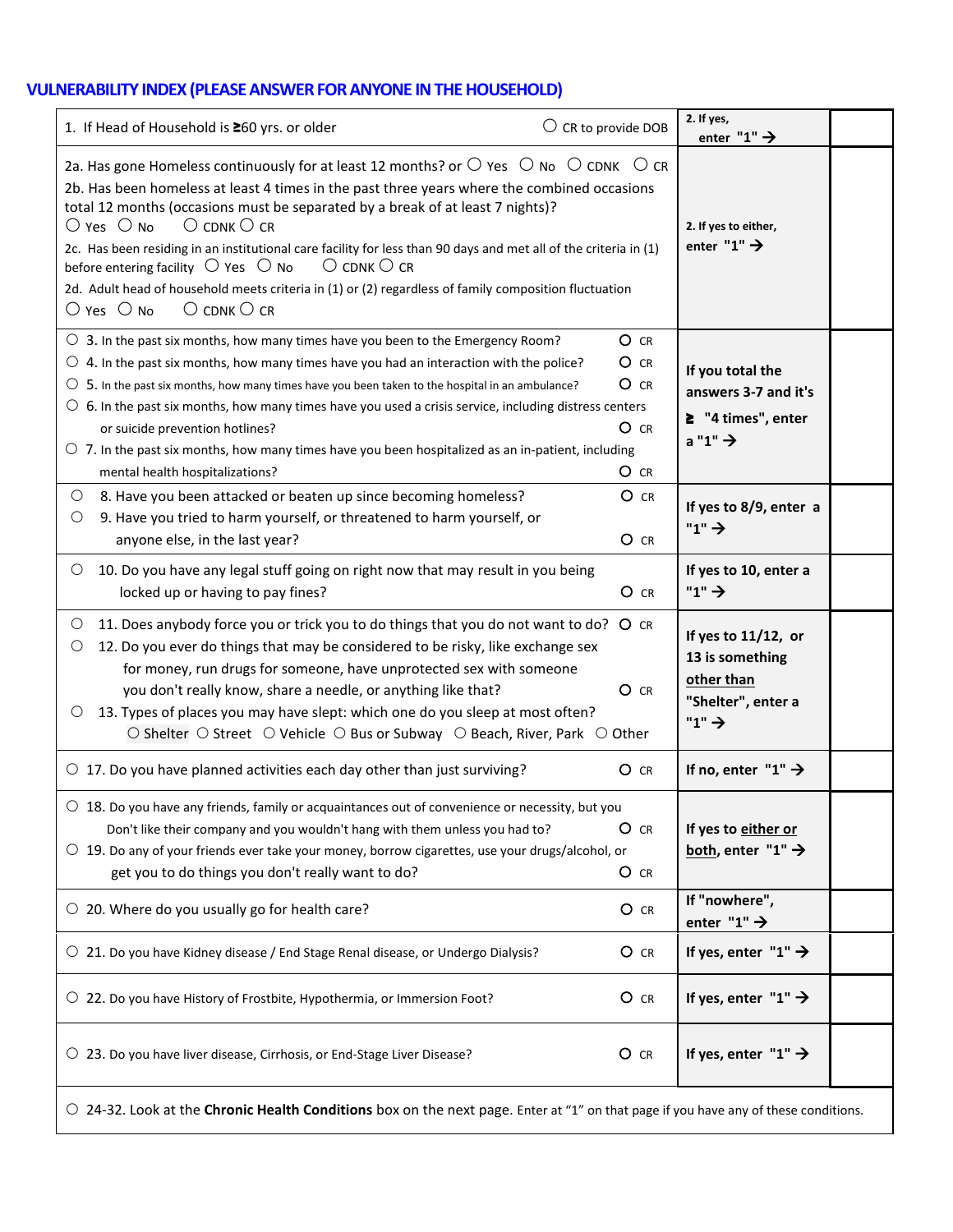## VULNERABILITY INDEX (PLEASE ANSWER FOR ANYONE IN THE HOUSEHOLD)

| Question | Instruction | Score |
|---|---|---|
| 1. If Head of Household is ≥60 yrs. or older ○ CR to provide DOB | 2. If yes, enter "1" → | |
| 2a. Has gone Homeless continuously for at least 12 months? or ○ Yes ○ No ○ CDNK ○ CR<br>2b. Has been homeless at least 4 times in the past three years where the combined occasions total 12 months (occasions must be separated by a break of at least 7 nights)? ○ Yes ○ No ○ CDNK ○ CR<br>2c. Has been residing in an institutional care facility for less than 90 days and met all of the criteria in (1) before entering facility ○ Yes ○ No ○ CDNK ○ CR<br>2d. Adult head of household meets criteria in (1) or (2) regardless of family composition fluctuation ○ Yes ○ No ○ CDNK ○ CR | 2. If yes to either, enter "1" → | |
| ○ 3. In the past six months, how many times have you been to the Emergency Room? ○ CR<br>○ 4. In the past six months, how many times have you had an interaction with the police? ○ CR<br>○ 5. In the past six months, how many times have you been taken to the hospital in an ambulance? ○ CR<br>○ 6. In the past six months, how many times have you used a crisis service, including distress centers or suicide prevention hotlines? ○ CR<br>○ 7. In the past six months, how many times have you been hospitalized as an in-patient, including mental health hospitalizations? ○ CR | If you total the answers 3-7 and it's ≥ "4 times", enter a "1" → | |
| ○ 8. Have you been attacked or beaten up since becoming homeless? ○ CR<br>○ 9. Have you tried to harm yourself, or threatened to harm yourself, or anyone else, in the last year? ○ CR | If yes to 8/9, enter a "1" → | |
| ○ 10. Do you have any legal stuff going on right now that may result in you being locked up or having to pay fines? ○ CR | If yes to 10, enter a "1" → | |
| ○ 11. Does anybody force you or trick you to do things that you do not want to do? ○ CR<br>○ 12. Do you ever do things that may be considered to be risky, like exchange sex for money, run drugs for someone, have unprotected sex with someone you don't really know, share a needle, or anything like that? ○ CR<br>○ 13. Types of places you may have slept: which one do you sleep at most often? ○ Shelter ○ Street ○ Vehicle ○ Bus or Subway ○ Beach, River, Park ○ Other | If yes to 11/12, or 13 is something other than "Shelter", enter a "1" → | |
| ○ 17. Do you have planned activities each day other than just surviving? ○ CR | If no, enter "1" → | |
| ○ 18. Do you have any friends, family or acquaintances out of convenience or necessity, but you Don't like their company and you wouldn't hang with them unless you had to? ○ CR<br>○ 19. Do any of your friends ever take your money, borrow cigarettes, use your drugs/alcohol, or get you to do things you don't really want to do? ○ CR | If yes to either or both, enter "1" → | |
| ○ 20. Where do you usually go for health care? ○ CR | If "nowhere", enter "1" → | |
| ○ 21. Do you have Kidney disease / End Stage Renal disease, or Undergo Dialysis? ○ CR | If yes, enter "1" → | |
| ○ 22. Do you have History of Frostbite, Hypothermia, or Immersion Foot? ○ CR | If yes, enter "1" → | |
| ○ 23. Do you have liver disease, Cirrhosis, or End-Stage Liver Disease? ○ CR | If yes, enter "1" → | |
| ○ 24-32. Look at the **Chronic Health Conditions** box on the next page. Enter at "1" on that page if you have any of these conditions. | | |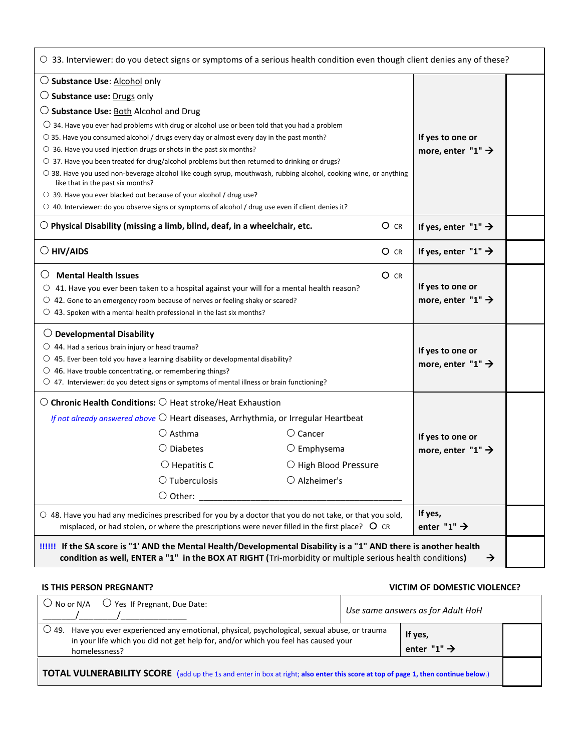| | | |
|---|---|---|
| ○ 33. Interviewer: do you detect signs or symptoms of a serious health condition even though client denies any of these? | | |
| ○ **Substance Use**: Alcohol only<br>○ **Substance use:** Drugs only<br>○ **Substance Use:** Both Alcohol and Drug<br>○ 34. Have you ever had problems with drug or alcohol use or been told that you had a problem<br>○ 35. Have you consumed alcohol / drugs every day or almost every day in the past month?<br>○ 36. Have you used injection drugs or shots in the past six months?<br>○ 37. Have you been treated for drug/alcohol problems but then returned to drinking or drugs?<br>○ 38. Have you used non-beverage alcohol like cough syrup, mouthwash, rubbing alcohol, cooking wine, or anything like that in the past six months?<br>○ 39. Have you ever blacked out because of your alcohol / drug use?<br>○ 40. Interviewer: do you observe signs or symptoms of alcohol / drug use even if client denies it? | **If yes to one or more, enter "1"** → | |
| ○ **Physical Disability (missing a limb, blind, deaf, in a wheelchair, etc.** ○ CR | **If yes, enter "1"** → | |
| ○ **HIV/AIDS** ○ CR | **If yes, enter "1"** → | |
| ○ **Mental Health Issues** ○ CR<br>○ 41. Have you ever been taken to a hospital against your will for a mental health reason?<br>○ 42. Gone to an emergency room because of nerves or feeling shaky or scared?<br>○ 43. Spoken with a mental health professional in the last six months? | **If yes to one or more, enter "1"** → | |
| ○ **Developmental Disability**<br>○ 44. Had a serious brain injury or head trauma?<br>○ 45. Ever been told you have a learning disability or developmental disability?<br>○ 46. Have trouble concentrating, or remembering things?<br>○ 47. Interviewer: do you detect signs or symptoms of mental illness or brain functioning? | **If yes to one or more, enter "1"** → | |
| ○ **Chronic Health Conditions:** ○ Heat stroke/Heat Exhaustion<br>*If not already answered above* ○ Heart diseases, Arrhythmia, or Irregular Heartbeat<br>○ Asthma ○ Cancer<br>○ Diabetes ○ Emphysema<br>○ Hepatitis C ○ High Blood Pressure<br>○ Tuberculosis ○ Alzheimer's<br>○ Other: ____________________________________________ | **If yes to one or more, enter "1"** → | |
| ○ 48. Have you had any medicines prescribed for you by a doctor that you do not take, or that you sold, misplaced, or had stolen, or where the prescriptions were never filled in the first place? ○ CR | **If yes, enter "1"** → | |
| **!!!!!! If the SA score is "1' AND the Mental Health/Developmental Disability is a "1" AND there is another health condition as well, ENTER a "1" in the BOX AT RIGHT (**Tri-morbidity or multiple serious health conditions) → | | |

| **IS THIS PERSON PREGNANT?** | **VICTIM OF DOMESTIC VIOLENCE?** | |
|---|---|---|
| ○ No or N/A ○ Yes If Pregnant, Due Date: \_\_\_\_\_\_\_/\_\_\_\_\_\_\_/\_\_\_\_\_\_\_\_\_\_\_\_\_\_ | *Use same answers as for Adult HoH* | |
| ○ 49. Have you ever experienced any emotional, physical, psychological, sexual abuse, or trauma in your life which you did not get help for, and/or which you feel has caused your homelessness? | **If yes, enter "1"** → | |
| **TOTAL VULNERABILITY SCORE** (add up the 1s and enter in box at right; **also enter this score at top of page 1, then continue below.**) | | |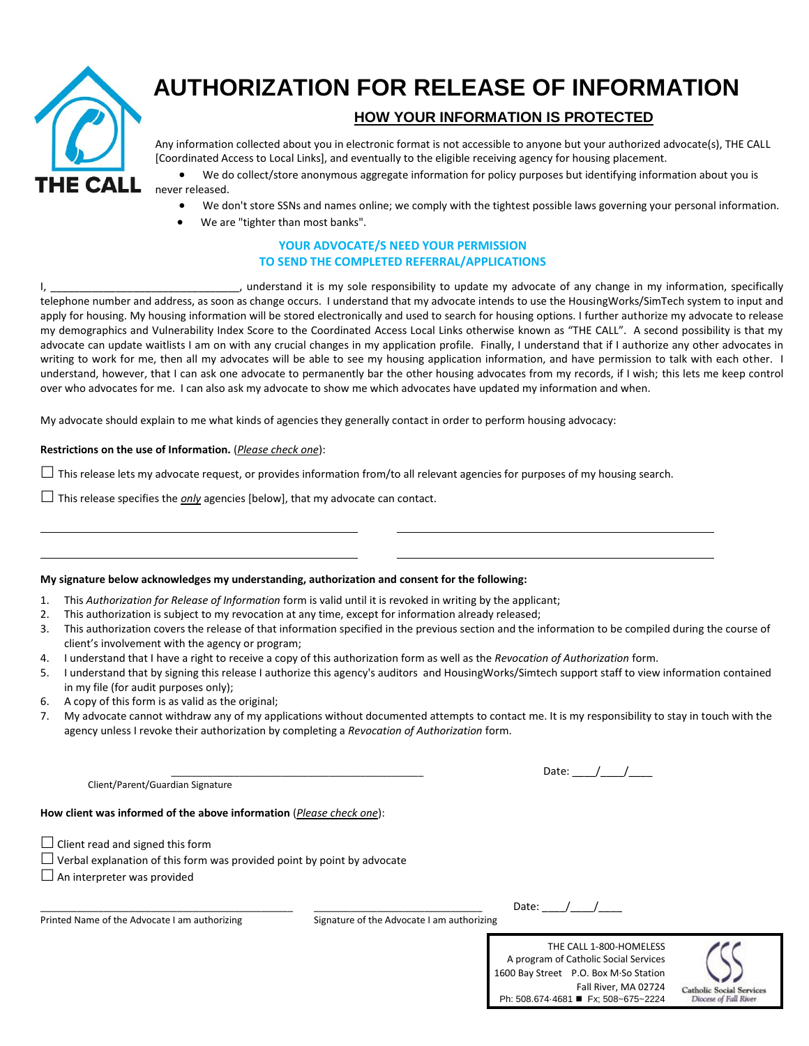THE CALL

# AUTHORIZATION FOR RELEASE OF INFORMATION

## HOW YOUR INFORMATION IS PROTECTED

Any information collected about you in electronic format is not accessible to anyone but your authorized advocate(s), THE CALL [Coordinated Access to Local Links], and eventually to the eligible receiving agency for housing placement.

- We do collect/store anonymous aggregate information for policy purposes but identifying information about you is never released.
- We don't store SSNs and names online; we comply with the tightest possible laws governing your personal information.
- We are "tighter than most banks".

### YOUR ADVOCATE/S NEED YOUR PERMISSION TO SEND THE COMPLETED REFERRAL/APPLICATIONS

I, ______________________________, understand it is my sole responsibility to update my advocate of any change in my information, specifically telephone number and address, as soon as change occurs. I understand that my advocate intends to use the HousingWorks/SimTech system to input and apply for housing. My housing information will be stored electronically and used to search for housing options. I further authorize my advocate to release my demographics and Vulnerability Index Score to the Coordinated Access Local Links otherwise known as "THE CALL". A second possibility is that my advocate can update waitlists I am on with any crucial changes in my application profile. Finally, I understand that if I authorize any other advocates in writing to work for me, then all my advocates will be able to see my housing application information, and have permission to talk with each other. I understand, however, that I can ask one advocate to permanently bar the other housing advocates from my records, if I wish; this lets me keep control over who advocates for me. I can also ask my advocate to show me which advocates have updated my information and when.

My advocate should explain to me what kinds of agencies they generally contact in order to perform housing advocacy:

**Restrictions on the use of Information.** (*Please check one*):

☐ This release lets my advocate request, or provides information from/to all relevant agencies for purposes of my housing search.

☐ This release specifies the *only* agencies [below], that my advocate can contact.

______________________________ ______________________________

______________________________ ______________________________

**My signature below acknowledges my understanding, authorization and consent for the following:**

1. This *Authorization for Release of Information* form is valid until it is revoked in writing by the applicant;
2. This authorization is subject to my revocation at any time, except for information already released;
3. This authorization covers the release of that information specified in the previous section and the information to be compiled during the course of client's involvement with the agency or program;
4. I understand that I have a right to receive a copy of this authorization form as well as the *Revocation of Authorization* form.
5. I understand that by signing this release I authorize this agency's auditors and HousingWorks/Simtech support staff to view information contained in my file (for audit purposes only);
6. A copy of this form is as valid as the original;
7. My advocate cannot withdraw any of my applications without documented attempts to contact me. It is my responsibility to stay in touch with the agency unless I revoke their authorization by completing a *Revocation of Authorization* form.

______________________________________________ Date: ____/____/____

Client/Parent/Guardian Signature

**How client was informed of the above information** (*Please check one*):

☐ Client read and signed this form
☐ Verbal explanation of this form was provided point by point by advocate
☐ An interpreter was provided

______________________________ ______________________________ Date: ____/____/____

Printed Name of the Advocate I am authorizing | Signature of the Advocate I am authorizing

THE CALL 1-800-HOMELESS
A program of Catholic Social Services
1600 Bay Street P.O. Box M·So Station
Fall River, MA 02724
Ph: 508.674·4681 ■ Fx; 508~675~2224

Catholic Social Services
Diocese of Fall River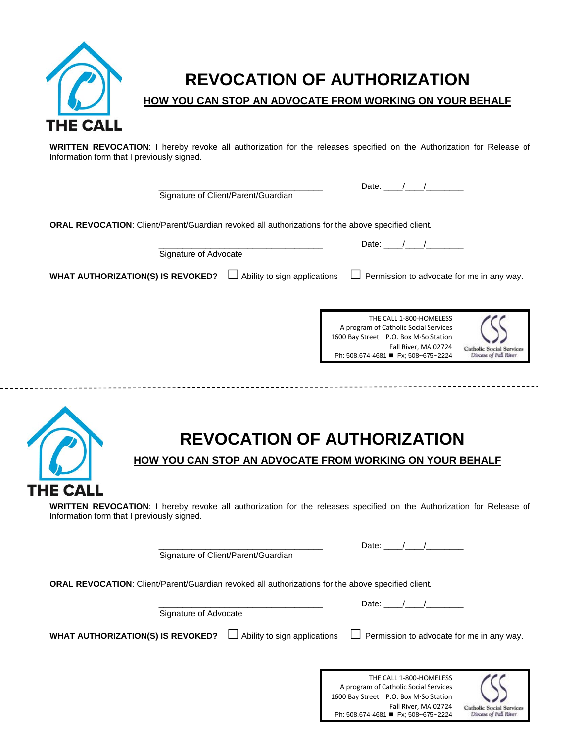THE CALL

# REVOCATION OF AUTHORIZATION

## HOW YOU CAN STOP AN ADVOCATE FROM WORKING ON YOUR BEHALF

**WRITTEN REVOCATION**: I hereby revoke all authorization for the releases specified on the Authorization for Release of Information form that I previously signed.

___________________________________ Date: ____/____/________

Signature of Client/Parent/Guardian

**ORAL REVOCATION**: Client/Parent/Guardian revoked all authorizations for the above specified client.

___________________________________ Date: ____/____/________

Signature of Advocate

**WHAT AUTHORIZATION(S) IS REVOKED?** ☐ Ability to sign applications ☐ Permission to advocate for me in any way.

THE CALL 1-800-HOMELESS
A program of Catholic Social Services
1600 Bay Street P.O. Box M·So Station
Fall River, MA 02724
Ph: 508.674·4681 ■ Fx; 508~675~2224

Catholic Social Services
Diocese of Fall River

---

THE CALL

# REVOCATION OF AUTHORIZATION

## HOW YOU CAN STOP AN ADVOCATE FROM WORKING ON YOUR BEHALF

**WRITTEN REVOCATION**: I hereby revoke all authorization for the releases specified on the Authorization for Release of Information form that I previously signed.

___________________________________ Date: ____/____/________

Signature of Client/Parent/Guardian

**ORAL REVOCATION**: Client/Parent/Guardian revoked all authorizations for the above specified client.

___________________________________ Date: ____/____/________

Signature of Advocate

**WHAT AUTHORIZATION(S) IS REVOKED?** ☐ Ability to sign applications ☐ Permission to advocate for me in any way.

THE CALL 1-800-HOMELESS
A program of Catholic Social Services
1600 Bay Street P.O. Box M·So Station
Fall River, MA 02724
Ph: 508.674·4681 ■ Fx; 508~675~2224

Catholic Social Services
Diocese of Fall River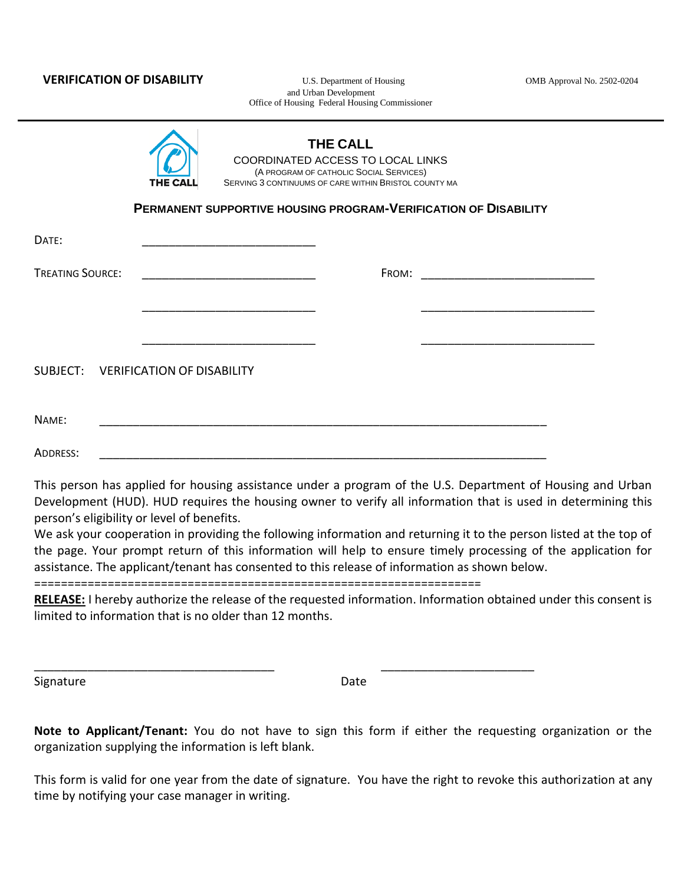**VERIFICATION OF DISABILITY**

U.S. Department of Housing and Urban Development
Office of Housing Federal Housing Commissioner

OMB Approval No. 2502-0204

---

# THE CALL

COORDINATED ACCESS TO LOCAL LINKS
(A PROGRAM OF CATHOLIC SOCIAL SERVICES)
SERVING 3 CONTINUUMS OF CARE WITHIN BRISTOL COUNTY MA

## PERMANENT SUPPORTIVE HOUSING PROGRAM-VERIFICATION OF DISABILITY

DATE: ___________________________

TREATING SOURCE: ___________________________ FROM: ___________________________

___________________________ ___________________________

___________________________ ___________________________

SUBJECT: VERIFICATION OF DISABILITY

NAME: ______________________________________________________________________

ADDRESS: ______________________________________________________________________

This person has applied for housing assistance under a program of the U.S. Department of Housing and Urban Development (HUD). HUD requires the housing owner to verify all information that is used in determining this person's eligibility or level of benefits.

We ask your cooperation in providing the following information and returning it to the person listed at the top of the page. Your prompt return of this information will help to ensure timely processing of the application for assistance. The applicant/tenant has consented to this release of information as shown below.

==================================================================

**RELEASE:** I hereby authorize the release of the requested information. Information obtained under this consent is limited to information that is no older than 12 months.

_____________________________________ _______________________

Signature Date

**Note to Applicant/Tenant:** You do not have to sign this form if either the requesting organization or the organization supplying the information is left blank.

This form is valid for one year from the date of signature. You have the right to revoke this authorization at any time by notifying your case manager in writing.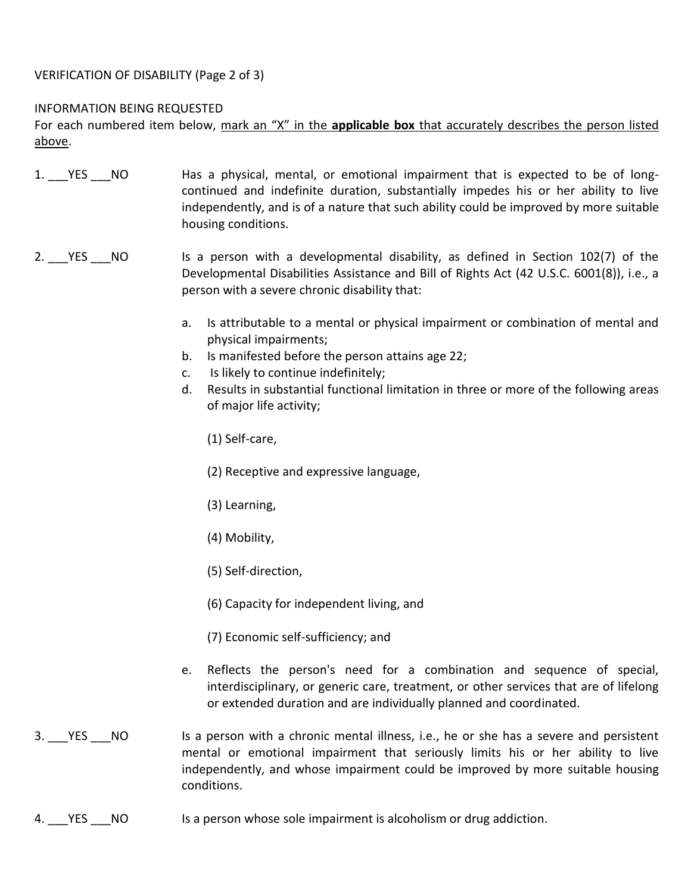VERIFICATION OF DISABILITY (Page 2 of 3)

INFORMATION BEING REQUESTED

For each numbered item below, mark an "X" in the **applicable box** that accurately describes the person listed above.

1. ___YES ___NO Has a physical, mental, or emotional impairment that is expected to be of long-continued and indefinite duration, substantially impedes his or her ability to live independently, and is of a nature that such ability could be improved by more suitable housing conditions.

2. ___YES ___NO Is a person with a developmental disability, as defined in Section 102(7) of the Developmental Disabilities Assistance and Bill of Rights Act (42 U.S.C. 6001(8)), i.e., a person with a severe chronic disability that:

   a. Is attributable to a mental or physical impairment or combination of mental and physical impairments;
   b. Is manifested before the person attains age 22;
   c. Is likely to continue indefinitely;
   d. Results in substantial functional limitation in three or more of the following areas of major life activity;

      (1) Self-care,

      (2) Receptive and expressive language,

      (3) Learning,

      (4) Mobility,

      (5) Self-direction,

      (6) Capacity for independent living, and

      (7) Economic self-sufficiency; and

   e. Reflects the person's need for a combination and sequence of special, interdisciplinary, or generic care, treatment, or other services that are of lifelong or extended duration and are individually planned and coordinated.

3. ___YES ___NO Is a person with a chronic mental illness, i.e., he or she has a severe and persistent mental or emotional impairment that seriously limits his or her ability to live independently, and whose impairment could be improved by more suitable housing conditions.

4. ___YES ___NO Is a person whose sole impairment is alcoholism or drug addiction.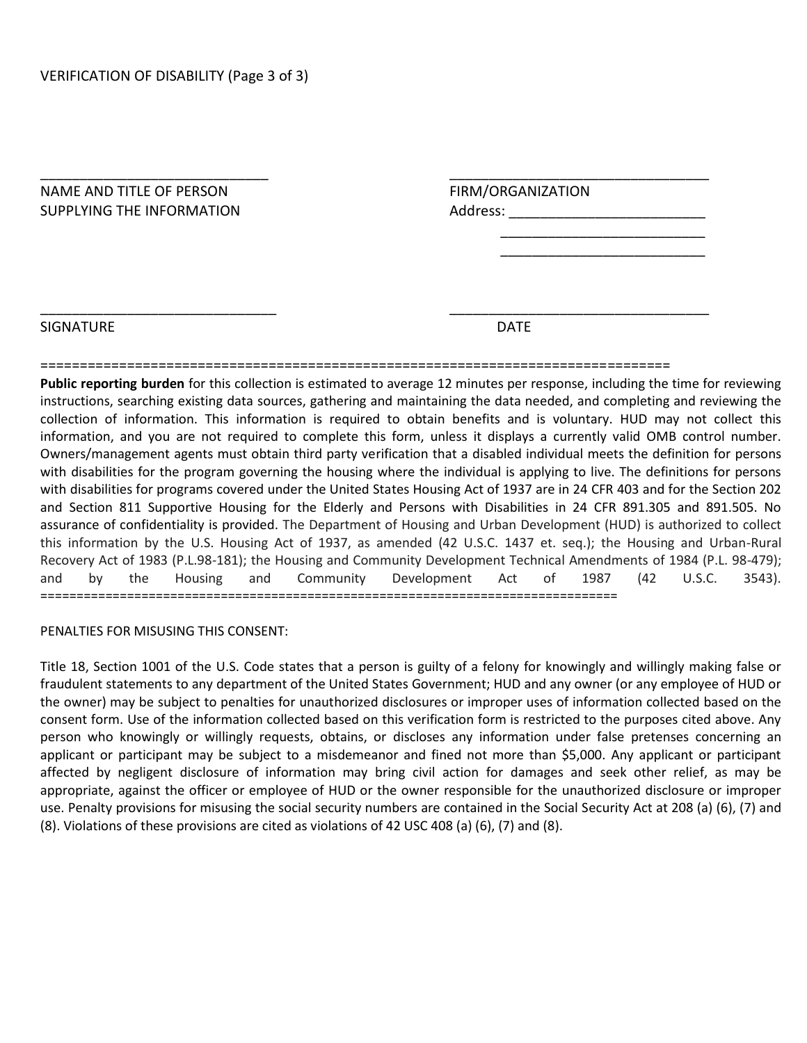VERIFICATION OF DISABILITY (Page 3 of 3)

| _____________________________ | _________________________________ |
|---|---|
| NAME AND TITLE OF PERSON SUPPLYING THE INFORMATION | FIRM/ORGANIZATION<br>Address: _________________________<br>__________________________<br>__________________________ |
| _____________________________ | _________________________________ |
| SIGNATURE | DATE |

==================================================================================

**Public reporting burden** for this collection is estimated to average 12 minutes per response, including the time for reviewing instructions, searching existing data sources, gathering and maintaining the data needed, and completing and reviewing the collection of information. This information is required to obtain benefits and is voluntary. HUD may not collect this information, and you are not required to complete this form, unless it displays a currently valid OMB control number. Owners/management agents must obtain third party verification that a disabled individual meets the definition for persons with disabilities for the program governing the housing where the individual is applying to live. The definitions for persons with disabilities for programs covered under the United States Housing Act of 1937 are in 24 CFR 403 and for the Section 202 and Section 811 Supportive Housing for the Elderly and Persons with Disabilities in 24 CFR 891.305 and 891.505. No assurance of confidentiality is provided. The Department of Housing and Urban Development (HUD) is authorized to collect this information by the U.S. Housing Act of 1937, as amended (42 U.S.C. 1437 et. seq.); the Housing and Urban-Rural Recovery Act of 1983 (P.L.98-181); the Housing and Community Development Technical Amendments of 1984 (P.L. 98-479); and by the Housing and Community Development Act of 1987 (42 U.S.C. 3543).

================================================================================

PENALTIES FOR MISUSING THIS CONSENT:

Title 18, Section 1001 of the U.S. Code states that a person is guilty of a felony for knowingly and willingly making false or fraudulent statements to any department of the United States Government; HUD and any owner (or any employee of HUD or the owner) may be subject to penalties for unauthorized disclosures or improper uses of information collected based on the consent form. Use of the information collected based on this verification form is restricted to the purposes cited above. Any person who knowingly or willingly requests, obtains, or discloses any information under false pretenses concerning an applicant or participant may be subject to a misdemeanor and fined not more than $5,000. Any applicant or participant affected by negligent disclosure of information may bring civil action for damages and seek other relief, as may be appropriate, against the officer or employee of HUD or the owner responsible for the unauthorized disclosure or improper use. Penalty provisions for misusing the social security numbers are contained in the Social Security Act at 208 (a) (6), (7) and (8). Violations of these provisions are cited as violations of 42 USC 408 (a) (6), (7) and (8).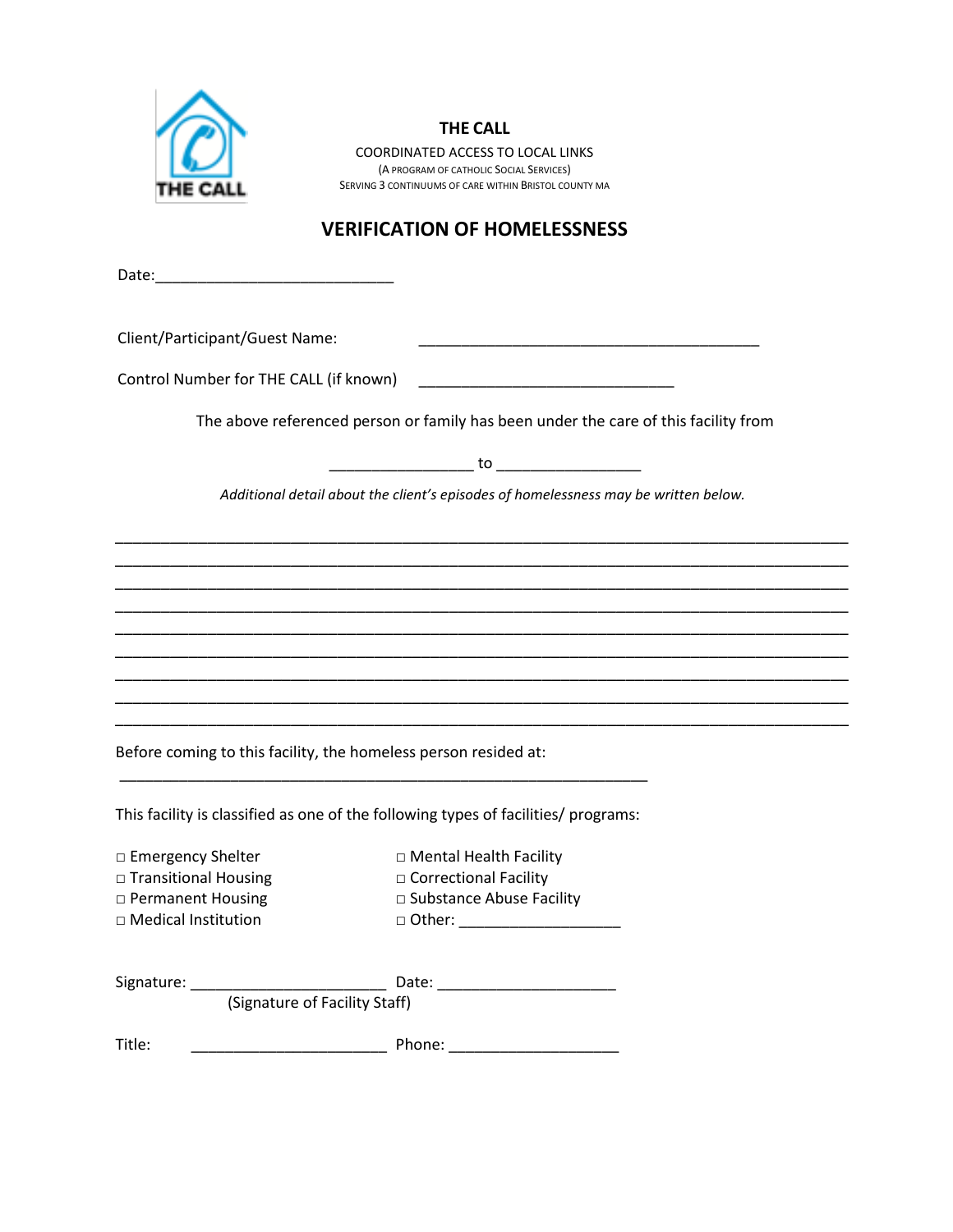**THE CALL**

COORDINATED ACCESS TO LOCAL LINKS

(A PROGRAM OF CATHOLIC SOCIAL SERVICES)

SERVING 3 CONTINUUMS OF CARE WITHIN BRISTOL COUNTY MA

# VERIFICATION OF HOMELESSNESS

Date:_____________________________

Client/Participant/Guest Name: __________________________________________

Control Number for THE CALL (if known) ______________________________

The above referenced person or family has been under the care of this facility from

_________________ to _________________

*Additional detail about the client's episodes of homelessness may be written below.*

__________________________________________________________________________________________

__________________________________________________________________________________________

__________________________________________________________________________________________

__________________________________________________________________________________________

__________________________________________________________________________________________

__________________________________________________________________________________________

__________________________________________________________________________________________

__________________________________________________________________________________________

__________________________________________________________________________________________

Before coming to this facility, the homeless person resided at:

_________________________________________________________________

This facility is classified as one of the following types of facilities/ programs:

□ Emergency Shelter
□ Transitional Housing
□ Permanent Housing
□ Medical Institution
□ Mental Health Facility
□ Correctional Facility
□ Substance Abuse Facility
□ Other: ____________________

Signature: ________________________ Date: ______________________

(Signature of Facility Staff)

Title: ________________________ Phone: _____________________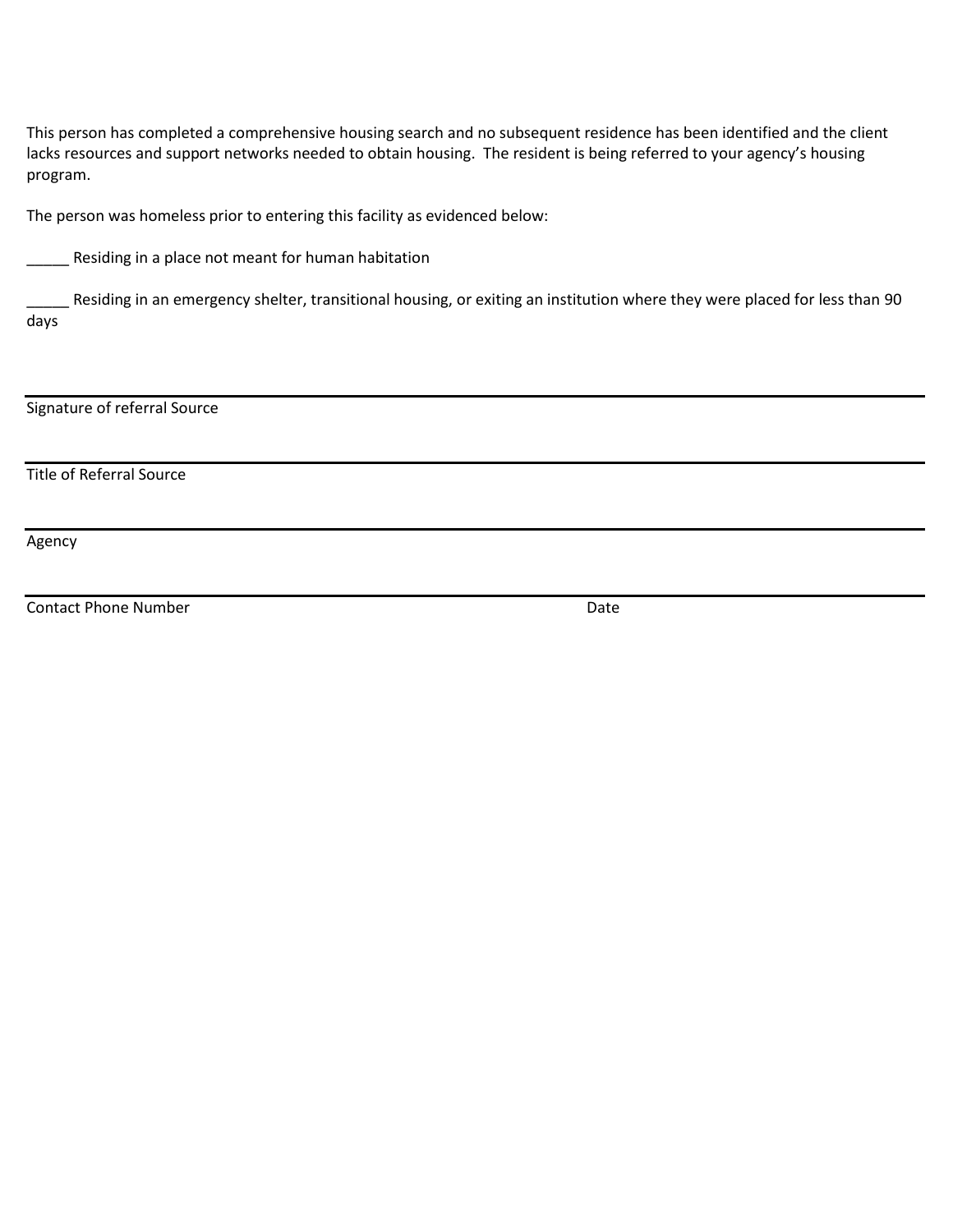This person has completed a comprehensive housing search and no subsequent residence has been identified and the client lacks resources and support networks needed to obtain housing. The resident is being referred to your agency's housing program.

The person was homeless prior to entering this facility as evidenced below:

_____ Residing in a place not meant for human habitation

_____ Residing in an emergency shelter, transitional housing, or exiting an institution where they were placed for less than 90 days

\_\_\_\_\_\_\_\_\_\_\_\_\_\_\_\_\_\_\_\_\_\_\_\_\_\_\_\_\_\_\_\_\_\_\_\_\_\_\_\_\_\_\_\_\_\_\_\_\_\_\_\_

Signature of referral Source

\_\_\_\_\_\_\_\_\_\_\_\_\_\_\_\_\_\_\_\_\_\_\_\_\_\_\_\_\_\_\_\_\_\_\_\_\_\_\_\_\_\_\_\_\_\_\_\_\_\_\_\_

Title of Referral Source

\_\_\_\_\_\_\_\_\_\_\_\_\_\_\_\_\_\_\_\_\_\_\_\_\_\_\_\_\_\_\_\_\_\_\_\_\_\_\_\_\_\_\_\_\_\_\_\_\_\_\_\_

Agency

\_\_\_\_\_\_\_\_\_\_\_\_\_\_\_\_\_\_\_\_\_\_\_\_\_\_\_\_\_\_\_\_\_\_\_\_\_\_\_\_\_\_\_\_\_\_\_\_\_\_\_\_

Contact Phone Number Date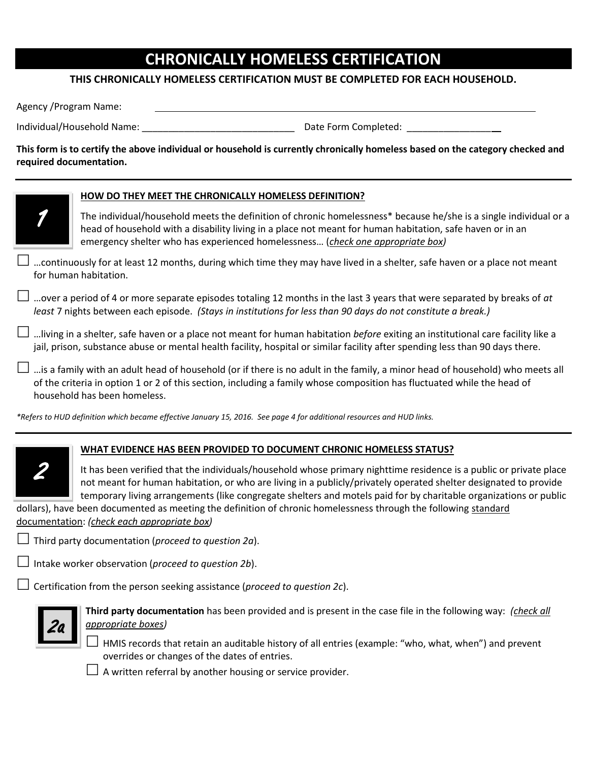# CHRONICALLY HOMELESS CERTIFICATION

**THIS CHRONICALLY HOMELESS CERTIFICATION MUST BE COMPLETED FOR EACH HOUSEHOLD.**

Agency /Program Name: ______________________________________________

Individual/Household Name: ______________________________ Date Form Completed: ________________

**This form is to certify the above individual or household is currently chronically homeless based on the category checked and required documentation.**

---

## 1

**HOW DO THEY MEET THE CHRONICALLY HOMELESS DEFINITION?**

The individual/household meets the definition of chronic homelessness* because he/she is a single individual or a head of household with a disability living in a place not meant for human habitation, safe haven or in an emergency shelter who has experienced homelessness… (*check one appropriate box)*

☐ …continuously for at least 12 months, during which time they may have lived in a shelter, safe haven or a place not meant for human habitation.

☐ …over a period of 4 or more separate episodes totaling 12 months in the last 3 years that were separated by breaks of *at least* 7 nights between each episode. *(Stays in institutions for less than 90 days do not constitute a break.)*

☐ …living in a shelter, safe haven or a place not meant for human habitation *before* exiting an institutional care facility like a jail, prison, substance abuse or mental health facility, hospital or similar facility after spending less than 90 days there.

☐ …is a family with an adult head of household (or if there is no adult in the family, a minor head of household) who meets all of the criteria in option 1 or 2 of this section, including a family whose composition has fluctuated while the head of household has been homeless.

*\*Refers to HUD definition which became effective January 15, 2016. See page 4 for additional resources and HUD links.*

---

## 2

**WHAT EVIDENCE HAS BEEN PROVIDED TO DOCUMENT CHRONIC HOMELESS STATUS?**

It has been verified that the individuals/household whose primary nighttime residence is a public or private place not meant for human habitation, or who are living in a publicly/privately operated shelter designated to provide temporary living arrangements (like congregate shelters and motels paid for by charitable organizations or public dollars), have been documented as meeting the definition of chronic homelessness through the following standard documentation: *(check each appropriate box)*

☐ Third party documentation (*proceed to question 2a*).

☐ Intake worker observation (*proceed to question 2b*).

☐ Certification from the person seeking assistance (*proceed to question 2c*).

### 2a

**Third party documentation** has been provided and is present in the case file in the following way: *(check all appropriate boxes)*

☐ HMIS records that retain an auditable history of all entries (example: "who, what, when") and prevent overrides or changes of the dates of entries.

☐ A written referral by another housing or service provider.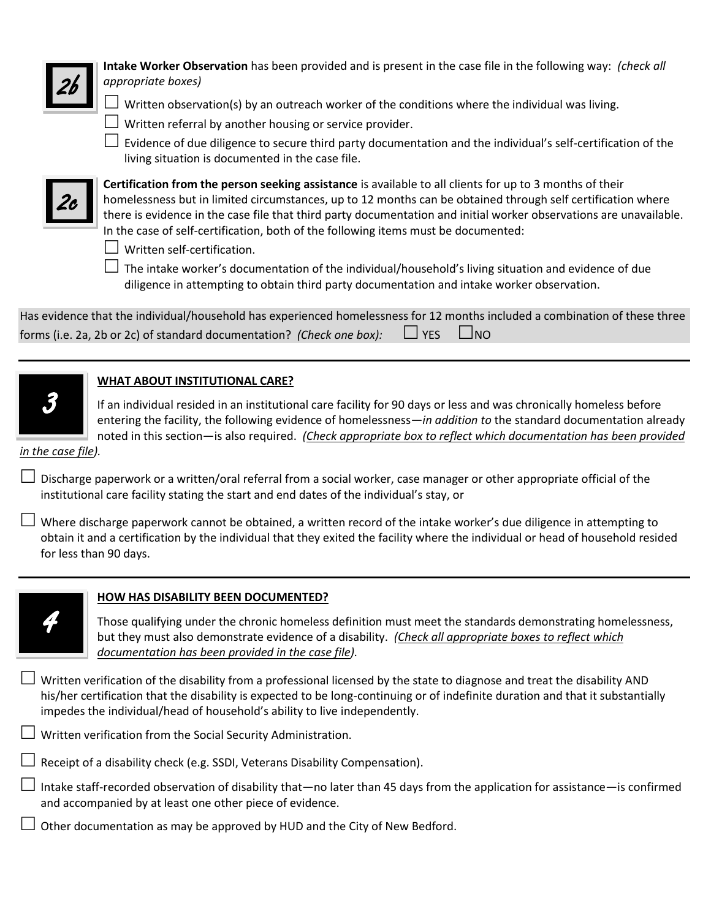**2b** **Intake Worker Observation** has been provided and is present in the case file in the following way: *(check all appropriate boxes)*

☐ Written observation(s) by an outreach worker of the conditions where the individual was living.

☐ Written referral by another housing or service provider.

☐ Evidence of due diligence to secure third party documentation and the individual's self-certification of the living situation is documented in the case file.

**2c** **Certification from the person seeking assistance** is available to all clients for up to 3 months of their homelessness but in limited circumstances, up to 12 months can be obtained through self certification where there is evidence in the case file that third party documentation and initial worker observations are unavailable. In the case of self-certification, both of the following items must be documented:

☐ Written self-certification.

☐ The intake worker's documentation of the individual/household's living situation and evidence of due diligence in attempting to obtain third party documentation and intake worker observation.

Has evidence that the individual/household has experienced homelessness for 12 months included a combination of these three forms (i.e. 2a, 2b or 2c) of standard documentation? *(Check one box):* ☐ YES ☐ NO

---

## 3 WHAT ABOUT INSTITUTIONAL CARE?

If an individual resided in an institutional care facility for 90 days or less and was chronically homeless before entering the facility, the following evidence of homelessness—*in addition to* the standard documentation already noted in this section—is also required. *(Check appropriate box to reflect which documentation has been provided in the case file).*

☐ Discharge paperwork or a written/oral referral from a social worker, case manager or other appropriate official of the institutional care facility stating the start and end dates of the individual's stay, or

☐ Where discharge paperwork cannot be obtained, a written record of the intake worker's due diligence in attempting to obtain it and a certification by the individual that they exited the facility where the individual or head of household resided for less than 90 days.

---

## 4 HOW HAS DISABILITY BEEN DOCUMENTED?

Those qualifying under the chronic homeless definition must meet the standards demonstrating homelessness, but they must also demonstrate evidence of a disability. *(Check all appropriate boxes to reflect which documentation has been provided in the case file).*

☐ Written verification of the disability from a professional licensed by the state to diagnose and treat the disability AND his/her certification that the disability is expected to be long-continuing or of indefinite duration and that it substantially impedes the individual/head of household's ability to live independently.

☐ Written verification from the Social Security Administration.

☐ Receipt of a disability check (e.g. SSDI, Veterans Disability Compensation).

☐ Intake staff-recorded observation of disability that—no later than 45 days from the application for assistance—is confirmed and accompanied by at least one other piece of evidence.

☐ Other documentation as may be approved by HUD and the City of New Bedford.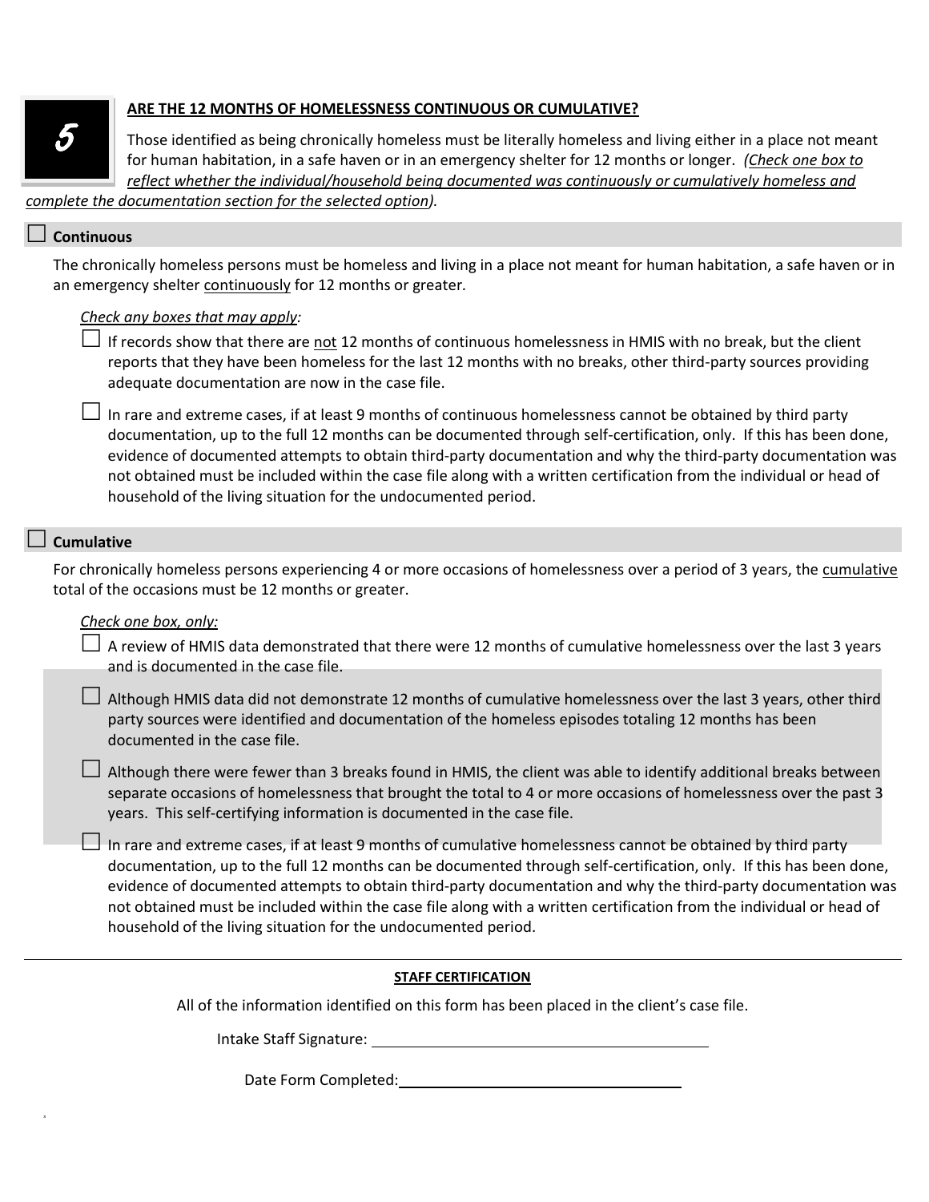## 5 ARE THE 12 MONTHS OF HOMELESSNESS CONTINUOUS OR CUMULATIVE?

Those identified as being chronically homeless must be literally homeless and living either in a place not meant for human habitation, in a safe haven or in an emergency shelter for 12 months or longer. *(Check one box to reflect whether the individual/household being documented was continuously or cumulatively homeless and complete the documentation section for the selected option).*

☐ **Continuous**

The chronically homeless persons must be homeless and living in a place not meant for human habitation, a safe haven or in an emergency shelter continuously for 12 months or greater.

*Check any boxes that may apply:*

☐ If records show that there are not 12 months of continuous homelessness in HMIS with no break, but the client reports that they have been homeless for the last 12 months with no breaks, other third-party sources providing adequate documentation are now in the case file.

☐ In rare and extreme cases, if at least 9 months of continuous homelessness cannot be obtained by third party documentation, up to the full 12 months can be documented through self-certification, only. If this has been done, evidence of documented attempts to obtain third-party documentation and why the third-party documentation was not obtained must be included within the case file along with a written certification from the individual or head of household of the living situation for the undocumented period.

☐ **Cumulative**

For chronically homeless persons experiencing 4 or more occasions of homelessness over a period of 3 years, the cumulative total of the occasions must be 12 months or greater.

*Check one box, only:*

☐ A review of HMIS data demonstrated that there were 12 months of cumulative homelessness over the last 3 years and is documented in the case file.

☐ Although HMIS data did not demonstrate 12 months of cumulative homelessness over the last 3 years, other third party sources were identified and documentation of the homeless episodes totaling 12 months has been documented in the case file.

☐ Although there were fewer than 3 breaks found in HMIS, the client was able to identify additional breaks between separate occasions of homelessness that brought the total to 4 or more occasions of homelessness over the past 3 years. This self-certifying information is documented in the case file.

☐ In rare and extreme cases, if at least 9 months of cumulative homelessness cannot be obtained by third party documentation, up to the full 12 months can be documented through self-certification, only. If this has been done, evidence of documented attempts to obtain third-party documentation and why the third-party documentation was not obtained must be included within the case file along with a written certification from the individual or head of household of the living situation for the undocumented period.

---

**STAFF CERTIFICATION**

All of the information identified on this form has been placed in the client's case file.

Intake Staff Signature: ______________________________

Date Form Completed: ______________________________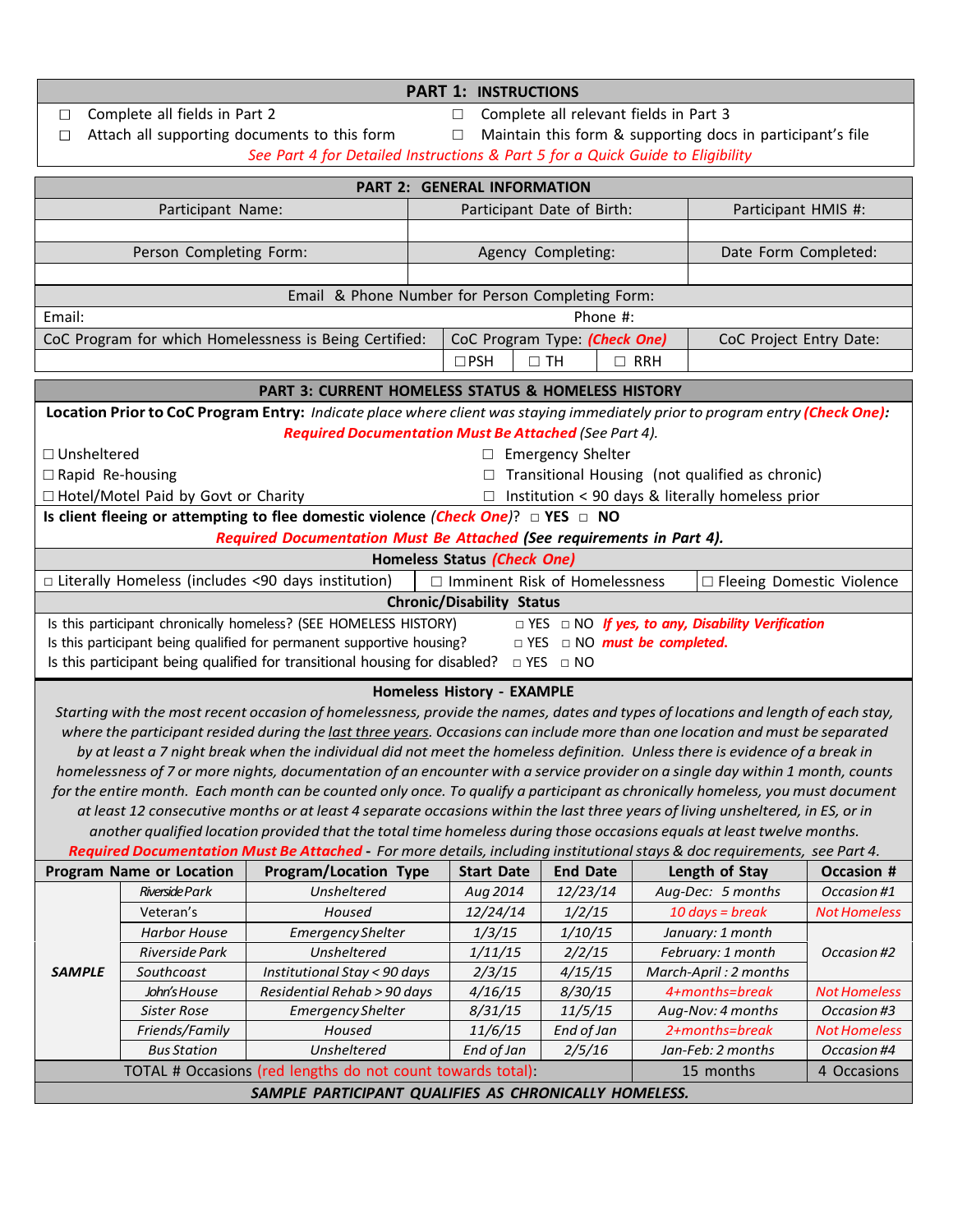## PART 1: INSTRUCTIONS

- ☐ Complete all fields in Part 2
- ☐ Complete all relevant fields in Part 3
- ☐ Attach all supporting documents to this form
- ☐ Maintain this form & supporting docs in participant's file

*See Part 4 for Detailed Instructions & Part 5 for a Quick Guide to Eligibility*

## PART 2: GENERAL INFORMATION

| Participant Name: | Participant Date of Birth: | Participant HMIS #: |
|---|---|---|
| | | |
| **Person Completing Form:** | **Agency Completing:** | **Date Form Completed:** |
| | | |

Email & Phone Number for Person Completing Form:

Email: Phone #:

| CoC Program for which Homelessness is Being Certified: | CoC Program Type: *(Check One)* | | | CoC Project Entry Date: |
|---|---|---|---|---|
| | ☐PSH | ☐ TH | ☐ RRH | |

## PART 3: CURRENT HOMELESS STATUS & HOMELESS HISTORY

**Location Prior to CoC Program Entry:** *Indicate place where client was staying immediately prior to program entry* ***(Check One):***
***Required Documentation Must Be Attached*** *(See Part 4).*

- ☐ Unsheltered
- ☐ Emergency Shelter
- ☐ Rapid Re-housing
- ☐ Transitional Housing (not qualified as chronic)
- ☐ Hotel/Motel Paid by Govt or Charity
- ☐ Institution < 90 days & literally homeless prior

**Is client fleeing or attempting to flee domestic violence** *(Check One)*? ☐ **YES** ☐ **NO**

***Required Documentation Must Be Attached (See requirements in Part 4).***

**Homeless Status** ***(Check One)***

☐ Literally Homeless (includes <90 days institution) ☐ Imminent Risk of Homelessness ☐ Fleeing Domestic Violence

**Chronic/Disability Status**

Is this participant chronically homeless? (SEE HOMELESS HISTORY) ☐ YES ☐ NO ***If yes, to any, Disability Verification***
Is this participant being qualified for permanent supportive housing? ☐ YES ☐ NO ***must be completed.***
Is this participant being qualified for transitional housing for disabled? ☐ YES ☐ NO

### Homeless History - EXAMPLE

*Starting with the most recent occasion of homelessness, provide the names, dates and types of locations and length of each stay, where the participant resided during the last three years. Occasions can include more than one location and must be separated by at least a 7 night break when the individual did not meet the homeless definition. Unless there is evidence of a break in homelessness of 7 or more nights, documentation of an encounter with a service provider on a single day within 1 month, counts for the entire month. Each month can be counted only once. To qualify a participant as chronically homeless, you must document at least 12 consecutive months or at least 4 separate occasions within the last three years of living unsheltered, in ES, or in another qualified location provided that the total time homeless during those occasions equals at least twelve months.*

***Required Documentation Must Be Attached*** - *For more details, including institutional stays & doc requirements, see Part 4.*

| Program Name or Location | | Program/Location Type | Start Date | End Date | Length of Stay | Occasion # |
|---|---|---|---|---|---|---|
| ***SAMPLE*** | *Riverside Park* | *Unsheltered* | *Aug 2014* | *12/23/14* | *Aug-Dec: 5 months* | *Occasion #1* |
| | *Veteran's* | *Housed* | *12/24/14* | *1/2/15* | *10 days = break* | *Not Homeless* |
| | *Harbor House* | *Emergency Shelter* | *1/3/15* | *1/10/15* | *January: 1 month* | *Occasion #2* |
| | *Riverside Park* | *Unsheltered* | *1/11/15* | *2/2/15* | *February: 1 month* | |
| | *Southcoast* | *Institutional Stay < 90 days* | *2/3/15* | *4/15/15* | *March-April : 2 months* | |
| | *John's House* | *Residential Rehab > 90 days* | *4/16/15* | *8/30/15* | *4+months=break* | *Not Homeless* |
| | *Sister Rose* | *Emergency Shelter* | *8/31/15* | *11/5/15* | *Aug-Nov: 4 months* | *Occasion #3* |
| | *Friends/Family* | *Housed* | *11/6/15* | *End of Jan* | *2+months=break* | *Not Homeless* |
| | *Bus Station* | *Unsheltered* | *End of Jan* | *2/5/16* | *Jan-Feb: 2 months* | *Occasion #4* |
| TOTAL # Occasions (red lengths do not count towards total): | | | | | 15 months | 4 Occasions |

***SAMPLE PARTICIPANT QUALIFIES AS CHRONICALLY HOMELESS.***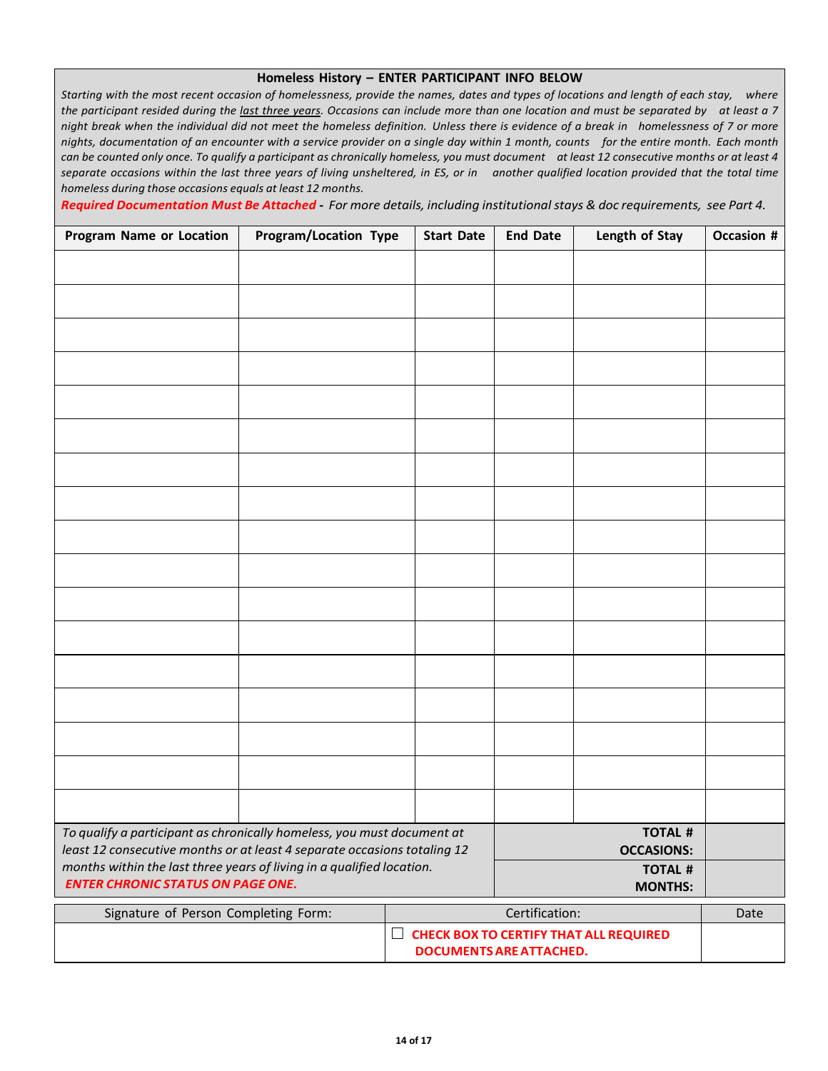## Homeless History – ENTER PARTICIPANT INFO BELOW

*Starting with the most recent occasion of homelessness, provide the names, dates and types of locations and length of each stay, where the participant resided during the last three years. Occasions can include more than one location and must be separated by at least a 7 night break when the individual did not meet the homeless definition. Unless there is evidence of a break in homelessness of 7 or more nights, documentation of an encounter with a service provider on a single day within 1 month, counts for the entire month. Each month can be counted only once. To qualify a participant as chronically homeless, you must document at least 12 consecutive months or at least 4 separate occasions within the last three years of living unsheltered, in ES, or in another qualified location provided that the total time homeless during those occasions equals at least 12 months.*

***Required Documentation Must Be Attached*** - *For more details, including institutional stays & doc requirements, see Part 4.*

| Program Name or Location | Program/Location Type | Start Date | End Date | Length of Stay | Occasion # |
|---|---|---|---|---|---|
| | | | | | |
| | | | | | |
| | | | | | |
| | | | | | |
| | | | | | |
| | | | | | |
| | | | | | |
| | | | | | |
| | | | | | |
| | | | | | |
| | | | | | |
| | | | | | |
| | | | | | |
| | | | | | |
| | | | | | |
| | | | | | |
| | | | | | |

| | | |
|---|---|---|
| *To qualify a participant as chronically homeless, you must document at least 12 consecutive months or at least 4 separate occasions totaling 12 months within the last three years of living in a qualified location.* ***ENTER CHRONIC STATUS ON PAGE ONE.*** | **TOTAL # OCCASIONS:** | |
| | **TOTAL # MONTHS:** | |

| Signature of Person Completing Form: | Certification: | Date |
|---|---|---|
| | ☐ **CHECK BOX TO CERTIFY THAT ALL REQUIRED DOCUMENTS ARE ATTACHED.** | |